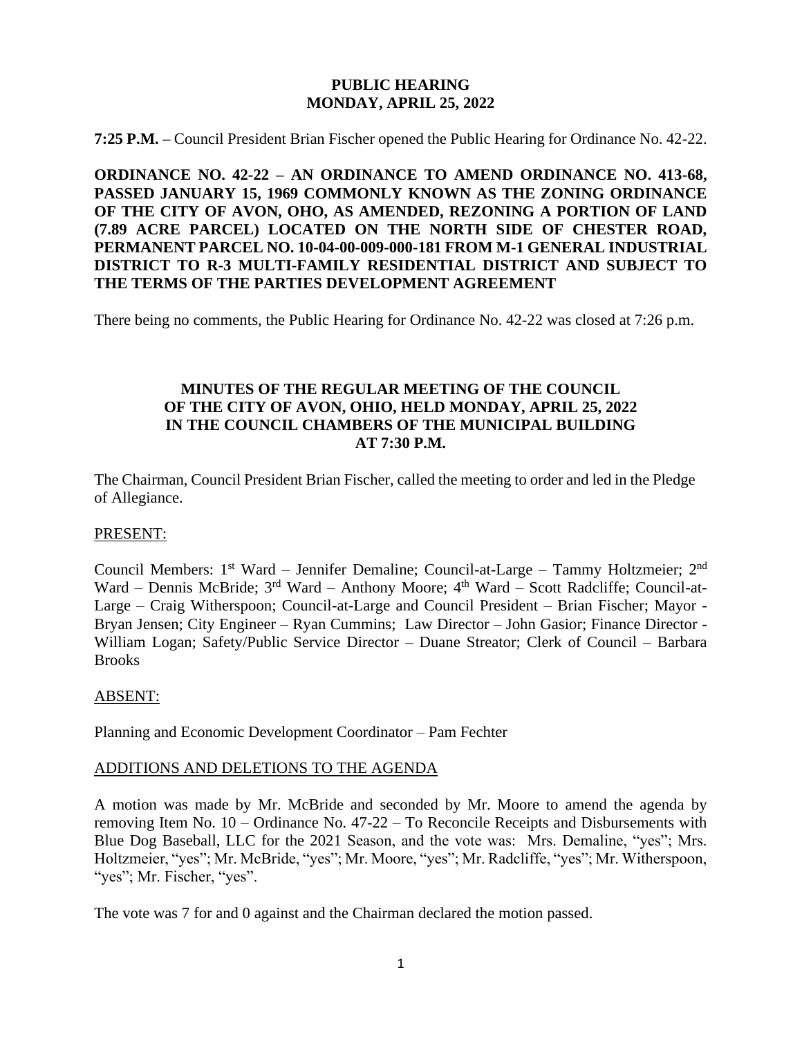# PUBLIC HEARING
# MONDAY, APRIL 25, 2022

**7:25 P.M. –** Council President Brian Fischer opened the Public Hearing for Ordinance No. 42-22.

**ORDINANCE NO. 42-22 – AN ORDINANCE TO AMEND ORDINANCE NO. 413-68, PASSED JANUARY 15, 1969 COMMONLY KNOWN AS THE ZONING ORDINANCE OF THE CITY OF AVON, OHO, AS AMENDED, REZONING A PORTION OF LAND (7.89 ACRE PARCEL) LOCATED ON THE NORTH SIDE OF CHESTER ROAD, PERMANENT PARCEL NO. 10-04-00-009-000-181 FROM M-1 GENERAL INDUSTRIAL DISTRICT TO R-3 MULTI-FAMILY RESIDENTIAL DISTRICT AND SUBJECT TO THE TERMS OF THE PARTIES DEVELOPMENT AGREEMENT**

There being no comments, the Public Hearing for Ordinance No. 42-22 was closed at 7:26 p.m.

## MINUTES OF THE REGULAR MEETING OF THE COUNCIL OF THE CITY OF AVON, OHIO, HELD MONDAY, APRIL 25, 2022 IN THE COUNCIL CHAMBERS OF THE MUNICIPAL BUILDING AT 7:30 P.M.

The Chairman, Council President Brian Fischer, called the meeting to order and led in the Pledge of Allegiance.

PRESENT:

Council Members: 1st Ward – Jennifer Demaline; Council-at-Large – Tammy Holtzmeier; 2nd Ward – Dennis McBride; 3rd Ward – Anthony Moore; 4th Ward – Scott Radcliffe; Council-at-Large – Craig Witherspoon; Council-at-Large and Council President – Brian Fischer; Mayor - Bryan Jensen; City Engineer – Ryan Cummins; Law Director – John Gasior; Finance Director - William Logan; Safety/Public Service Director – Duane Streator; Clerk of Council – Barbara Brooks

ABSENT:

Planning and Economic Development Coordinator – Pam Fechter

ADDITIONS AND DELETIONS TO THE AGENDA

A motion was made by Mr. McBride and seconded by Mr. Moore to amend the agenda by removing Item No. 10 – Ordinance No. 47-22 – To Reconcile Receipts and Disbursements with Blue Dog Baseball, LLC for the 2021 Season, and the vote was: Mrs. Demaline, "yes"; Mrs. Holtzmeier, "yes"; Mr. McBride, "yes"; Mr. Moore, "yes"; Mr. Radcliffe, "yes"; Mr. Witherspoon, "yes"; Mr. Fischer, "yes".

The vote was 7 for and 0 against and the Chairman declared the motion passed.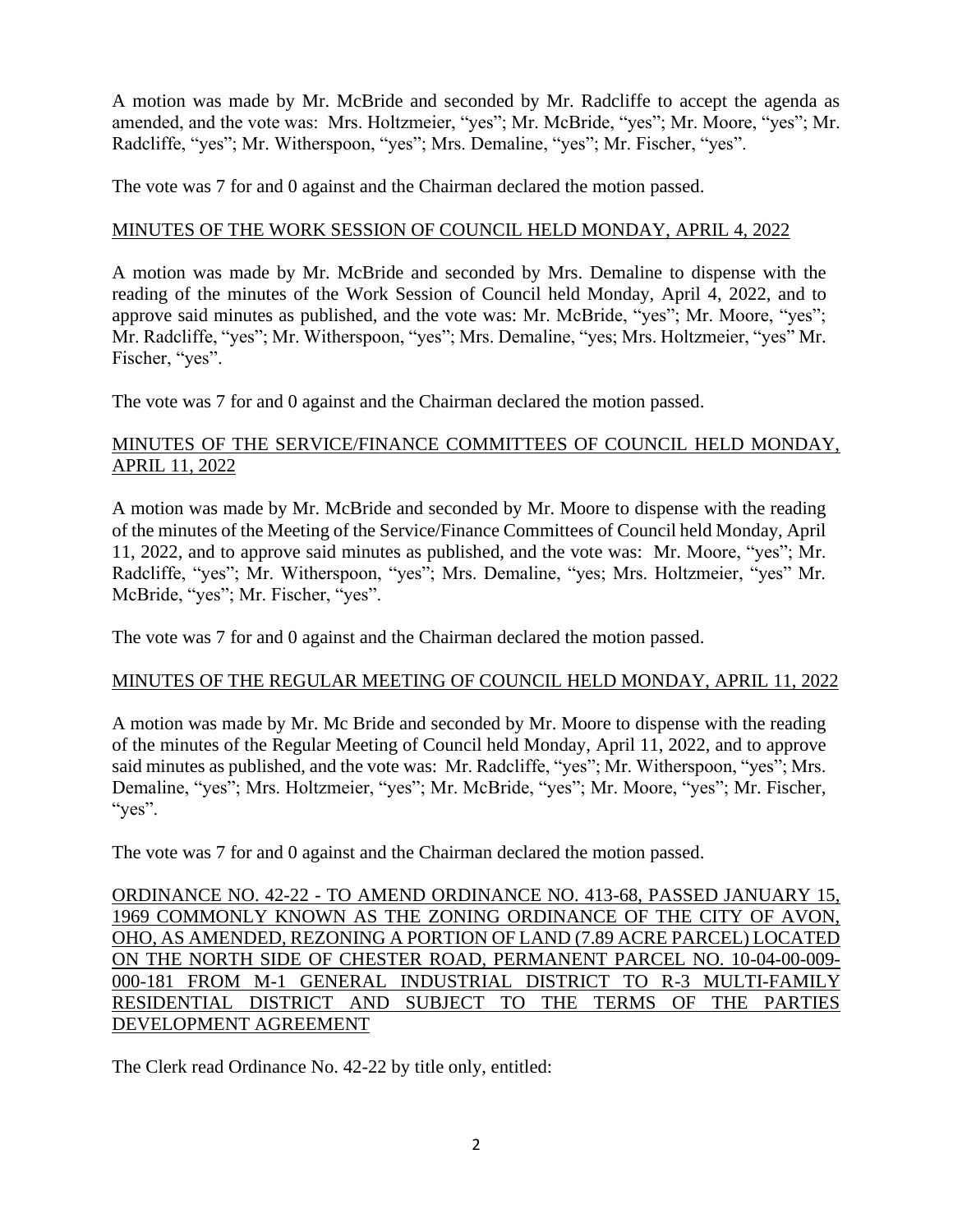A motion was made by Mr. McBride and seconded by Mr. Radcliffe to accept the agenda as amended, and the vote was: Mrs. Holtzmeier, "yes"; Mr. McBride, "yes"; Mr. Moore, "yes"; Mr. Radcliffe, "yes"; Mr. Witherspoon, "yes"; Mrs. Demaline, "yes"; Mr. Fischer, "yes".

The vote was 7 for and 0 against and the Chairman declared the motion passed.

MINUTES OF THE WORK SESSION OF COUNCIL HELD MONDAY, APRIL 4, 2022

A motion was made by Mr. McBride and seconded by Mrs. Demaline to dispense with the reading of the minutes of the Work Session of Council held Monday, April 4, 2022, and to approve said minutes as published, and the vote was: Mr. McBride, "yes"; Mr. Moore, "yes"; Mr. Radcliffe, "yes"; Mr. Witherspoon, "yes"; Mrs. Demaline, "yes; Mrs. Holtzmeier, "yes" Mr. Fischer, "yes".

The vote was 7 for and 0 against and the Chairman declared the motion passed.

MINUTES OF THE SERVICE/FINANCE COMMITTEES OF COUNCIL HELD MONDAY, APRIL 11, 2022

A motion was made by Mr. McBride and seconded by Mr. Moore to dispense with the reading of the minutes of the Meeting of the Service/Finance Committees of Council held Monday, April 11, 2022, and to approve said minutes as published, and the vote was: Mr. Moore, "yes"; Mr. Radcliffe, "yes"; Mr. Witherspoon, "yes"; Mrs. Demaline, "yes; Mrs. Holtzmeier, "yes" Mr. McBride, "yes"; Mr. Fischer, "yes".

The vote was 7 for and 0 against and the Chairman declared the motion passed.

MINUTES OF THE REGULAR MEETING OF COUNCIL HELD MONDAY, APRIL 11, 2022

A motion was made by Mr. Mc Bride and seconded by Mr. Moore to dispense with the reading of the minutes of the Regular Meeting of Council held Monday, April 11, 2022, and to approve said minutes as published, and the vote was: Mr. Radcliffe, "yes"; Mr. Witherspoon, "yes"; Mrs. Demaline, "yes"; Mrs. Holtzmeier, "yes"; Mr. McBride, "yes"; Mr. Moore, "yes"; Mr. Fischer, "yes".

The vote was 7 for and 0 against and the Chairman declared the motion passed.

ORDINANCE NO. 42-22 - TO AMEND ORDINANCE NO. 413-68, PASSED JANUARY 15, 1969 COMMONLY KNOWN AS THE ZONING ORDINANCE OF THE CITY OF AVON, OHO, AS AMENDED, REZONING A PORTION OF LAND (7.89 ACRE PARCEL) LOCATED ON THE NORTH SIDE OF CHESTER ROAD, PERMANENT PARCEL NO. 10-04-00-009-000-181 FROM M-1 GENERAL INDUSTRIAL DISTRICT TO R-3 MULTI-FAMILY RESIDENTIAL DISTRICT AND SUBJECT TO THE TERMS OF THE PARTIES DEVELOPMENT AGREEMENT

The Clerk read Ordinance No. 42-22 by title only, entitled: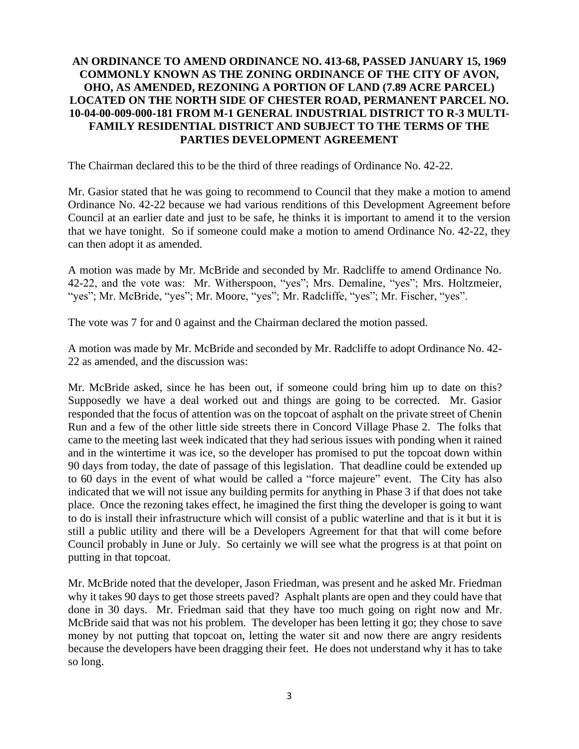**AN ORDINANCE TO AMEND ORDINANCE NO. 413-68, PASSED JANUARY 15, 1969 COMMONLY KNOWN AS THE ZONING ORDINANCE OF THE CITY OF AVON, OHO, AS AMENDED, REZONING A PORTION OF LAND (7.89 ACRE PARCEL) LOCATED ON THE NORTH SIDE OF CHESTER ROAD, PERMANENT PARCEL NO. 10-04-00-009-000-181 FROM M-1 GENERAL INDUSTRIAL DISTRICT TO R-3 MULTI-FAMILY RESIDENTIAL DISTRICT AND SUBJECT TO THE TERMS OF THE PARTIES DEVELOPMENT AGREEMENT**

The Chairman declared this to be the third of three readings of Ordinance No. 42-22.

Mr. Gasior stated that he was going to recommend to Council that they make a motion to amend Ordinance No. 42-22 because we had various renditions of this Development Agreement before Council at an earlier date and just to be safe, he thinks it is important to amend it to the version that we have tonight. So if someone could make a motion to amend Ordinance No. 42-22, they can then adopt it as amended.

A motion was made by Mr. McBride and seconded by Mr. Radcliffe to amend Ordinance No. 42-22, and the vote was: Mr. Witherspoon, "yes"; Mrs. Demaline, "yes"; Mrs. Holtzmeier, "yes"; Mr. McBride, "yes"; Mr. Moore, "yes"; Mr. Radcliffe, "yes"; Mr. Fischer, "yes".

The vote was 7 for and 0 against and the Chairman declared the motion passed.

A motion was made by Mr. McBride and seconded by Mr. Radcliffe to adopt Ordinance No. 42-22 as amended, and the discussion was:

Mr. McBride asked, since he has been out, if someone could bring him up to date on this? Supposedly we have a deal worked out and things are going to be corrected. Mr. Gasior responded that the focus of attention was on the topcoat of asphalt on the private street of Chenin Run and a few of the other little side streets there in Concord Village Phase 2. The folks that came to the meeting last week indicated that they had serious issues with ponding when it rained and in the wintertime it was ice, so the developer has promised to put the topcoat down within 90 days from today, the date of passage of this legislation. That deadline could be extended up to 60 days in the event of what would be called a "force majeure" event. The City has also indicated that we will not issue any building permits for anything in Phase 3 if that does not take place. Once the rezoning takes effect, he imagined the first thing the developer is going to want to do is install their infrastructure which will consist of a public waterline and that is it but it is still a public utility and there will be a Developers Agreement for that that will come before Council probably in June or July. So certainly we will see what the progress is at that point on putting in that topcoat.

Mr. McBride noted that the developer, Jason Friedman, was present and he asked Mr. Friedman why it takes 90 days to get those streets paved? Asphalt plants are open and they could have that done in 30 days. Mr. Friedman said that they have too much going on right now and Mr. McBride said that was not his problem. The developer has been letting it go; they chose to save money by not putting that topcoat on, letting the water sit and now there are angry residents because the developers have been dragging their feet. He does not understand why it has to take so long.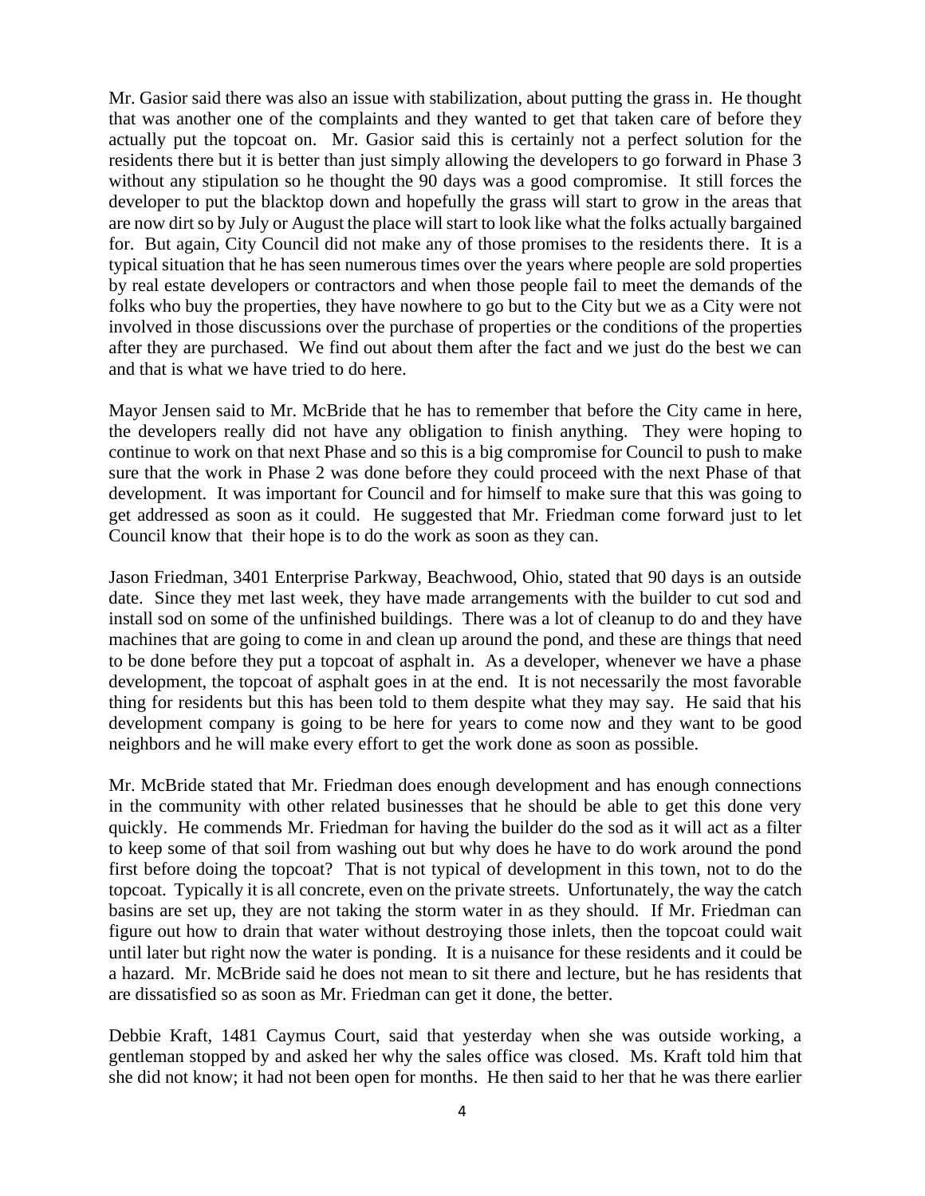Mr. Gasior said there was also an issue with stabilization, about putting the grass in. He thought that was another one of the complaints and they wanted to get that taken care of before they actually put the topcoat on. Mr. Gasior said this is certainly not a perfect solution for the residents there but it is better than just simply allowing the developers to go forward in Phase 3 without any stipulation so he thought the 90 days was a good compromise. It still forces the developer to put the blacktop down and hopefully the grass will start to grow in the areas that are now dirt so by July or August the place will start to look like what the folks actually bargained for. But again, City Council did not make any of those promises to the residents there. It is a typical situation that he has seen numerous times over the years where people are sold properties by real estate developers or contractors and when those people fail to meet the demands of the folks who buy the properties, they have nowhere to go but to the City but we as a City were not involved in those discussions over the purchase of properties or the conditions of the properties after they are purchased. We find out about them after the fact and we just do the best we can and that is what we have tried to do here.

Mayor Jensen said to Mr. McBride that he has to remember that before the City came in here, the developers really did not have any obligation to finish anything. They were hoping to continue to work on that next Phase and so this is a big compromise for Council to push to make sure that the work in Phase 2 was done before they could proceed with the next Phase of that development. It was important for Council and for himself to make sure that this was going to get addressed as soon as it could. He suggested that Mr. Friedman come forward just to let Council know that their hope is to do the work as soon as they can.

Jason Friedman, 3401 Enterprise Parkway, Beachwood, Ohio, stated that 90 days is an outside date. Since they met last week, they have made arrangements with the builder to cut sod and install sod on some of the unfinished buildings. There was a lot of cleanup to do and they have machines that are going to come in and clean up around the pond, and these are things that need to be done before they put a topcoat of asphalt in. As a developer, whenever we have a phase development, the topcoat of asphalt goes in at the end. It is not necessarily the most favorable thing for residents but this has been told to them despite what they may say. He said that his development company is going to be here for years to come now and they want to be good neighbors and he will make every effort to get the work done as soon as possible.

Mr. McBride stated that Mr. Friedman does enough development and has enough connections in the community with other related businesses that he should be able to get this done very quickly. He commends Mr. Friedman for having the builder do the sod as it will act as a filter to keep some of that soil from washing out but why does he have to do work around the pond first before doing the topcoat? That is not typical of development in this town, not to do the topcoat. Typically it is all concrete, even on the private streets. Unfortunately, the way the catch basins are set up, they are not taking the storm water in as they should. If Mr. Friedman can figure out how to drain that water without destroying those inlets, then the topcoat could wait until later but right now the water is ponding. It is a nuisance for these residents and it could be a hazard. Mr. McBride said he does not mean to sit there and lecture, but he has residents that are dissatisfied so as soon as Mr. Friedman can get it done, the better.

Debbie Kraft, 1481 Caymus Court, said that yesterday when she was outside working, a gentleman stopped by and asked her why the sales office was closed. Ms. Kraft told him that she did not know; it had not been open for months. He then said to her that he was there earlier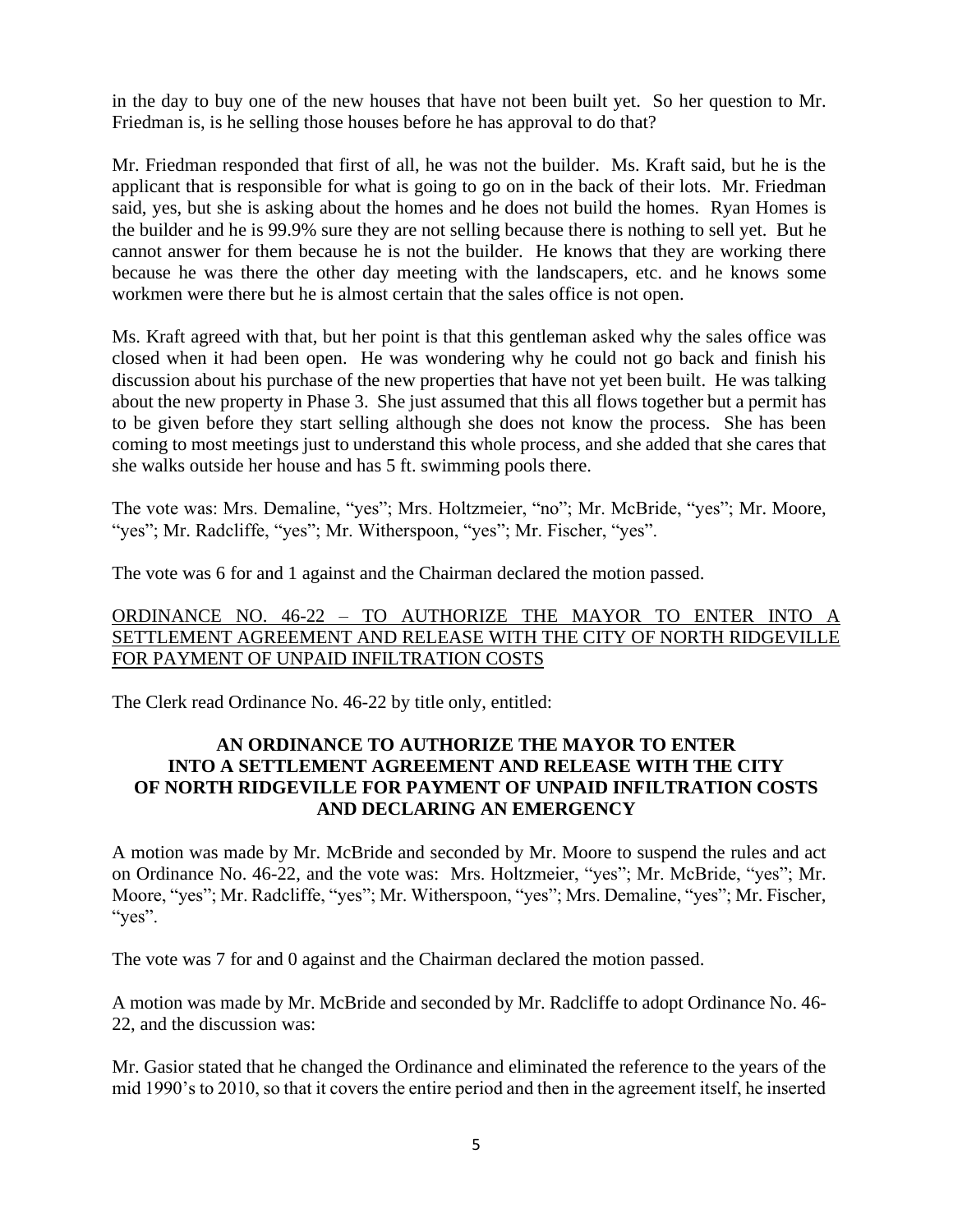in the day to buy one of the new houses that have not been built yet. So her question to Mr. Friedman is, is he selling those houses before he has approval to do that?

Mr. Friedman responded that first of all, he was not the builder. Ms. Kraft said, but he is the applicant that is responsible for what is going to go on in the back of their lots. Mr. Friedman said, yes, but she is asking about the homes and he does not build the homes. Ryan Homes is the builder and he is 99.9% sure they are not selling because there is nothing to sell yet. But he cannot answer for them because he is not the builder. He knows that they are working there because he was there the other day meeting with the landscapers, etc. and he knows some workmen were there but he is almost certain that the sales office is not open.

Ms. Kraft agreed with that, but her point is that this gentleman asked why the sales office was closed when it had been open. He was wondering why he could not go back and finish his discussion about his purchase of the new properties that have not yet been built. He was talking about the new property in Phase 3. She just assumed that this all flows together but a permit has to be given before they start selling although she does not know the process. She has been coming to most meetings just to understand this whole process, and she added that she cares that she walks outside her house and has 5 ft. swimming pools there.

The vote was: Mrs. Demaline, "yes"; Mrs. Holtzmeier, "no"; Mr. McBride, "yes"; Mr. Moore, "yes"; Mr. Radcliffe, "yes"; Mr. Witherspoon, "yes"; Mr. Fischer, "yes".

The vote was 6 for and 1 against and the Chairman declared the motion passed.

ORDINANCE NO. 46-22 – TO AUTHORIZE THE MAYOR TO ENTER INTO A SETTLEMENT AGREEMENT AND RELEASE WITH THE CITY OF NORTH RIDGEVILLE FOR PAYMENT OF UNPAID INFILTRATION COSTS

The Clerk read Ordinance No. 46-22 by title only, entitled:

**AN ORDINANCE TO AUTHORIZE THE MAYOR TO ENTER INTO A SETTLEMENT AGREEMENT AND RELEASE WITH THE CITY OF NORTH RIDGEVILLE FOR PAYMENT OF UNPAID INFILTRATION COSTS AND DECLARING AN EMERGENCY**

A motion was made by Mr. McBride and seconded by Mr. Moore to suspend the rules and act on Ordinance No. 46-22, and the vote was: Mrs. Holtzmeier, "yes"; Mr. McBride, "yes"; Mr. Moore, "yes"; Mr. Radcliffe, "yes"; Mr. Witherspoon, "yes"; Mrs. Demaline, "yes"; Mr. Fischer, "yes".

The vote was 7 for and 0 against and the Chairman declared the motion passed.

A motion was made by Mr. McBride and seconded by Mr. Radcliffe to adopt Ordinance No. 46-22, and the discussion was:

Mr. Gasior stated that he changed the Ordinance and eliminated the reference to the years of the mid 1990's to 2010, so that it covers the entire period and then in the agreement itself, he inserted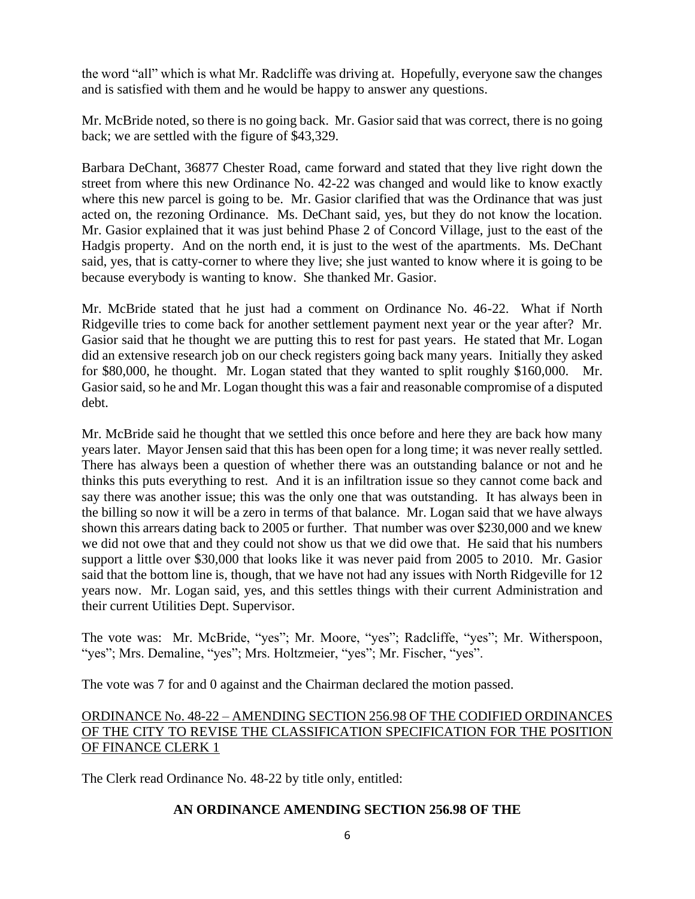the word "all" which is what Mr. Radcliffe was driving at. Hopefully, everyone saw the changes and is satisfied with them and he would be happy to answer any questions.

Mr. McBride noted, so there is no going back. Mr. Gasior said that was correct, there is no going back; we are settled with the figure of $43,329.

Barbara DeChant, 36877 Chester Road, came forward and stated that they live right down the street from where this new Ordinance No. 42-22 was changed and would like to know exactly where this new parcel is going to be. Mr. Gasior clarified that was the Ordinance that was just acted on, the rezoning Ordinance. Ms. DeChant said, yes, but they do not know the location. Mr. Gasior explained that it was just behind Phase 2 of Concord Village, just to the east of the Hadgis property. And on the north end, it is just to the west of the apartments. Ms. DeChant said, yes, that is catty-corner to where they live; she just wanted to know where it is going to be because everybody is wanting to know. She thanked Mr. Gasior.

Mr. McBride stated that he just had a comment on Ordinance No. 46-22. What if North Ridgeville tries to come back for another settlement payment next year or the year after? Mr. Gasior said that he thought we are putting this to rest for past years. He stated that Mr. Logan did an extensive research job on our check registers going back many years. Initially they asked for $80,000, he thought. Mr. Logan stated that they wanted to split roughly $160,000. Mr. Gasior said, so he and Mr. Logan thought this was a fair and reasonable compromise of a disputed debt.

Mr. McBride said he thought that we settled this once before and here they are back how many years later. Mayor Jensen said that this has been open for a long time; it was never really settled. There has always been a question of whether there was an outstanding balance or not and he thinks this puts everything to rest. And it is an infiltration issue so they cannot come back and say there was another issue; this was the only one that was outstanding. It has always been in the billing so now it will be a zero in terms of that balance. Mr. Logan said that we have always shown this arrears dating back to 2005 or further. That number was over $230,000 and we knew we did not owe that and they could not show us that we did owe that. He said that his numbers support a little over $30,000 that looks like it was never paid from 2005 to 2010. Mr. Gasior said that the bottom line is, though, that we have not had any issues with North Ridgeville for 12 years now. Mr. Logan said, yes, and this settles things with their current Administration and their current Utilities Dept. Supervisor.

The vote was: Mr. McBride, "yes"; Mr. Moore, "yes"; Radcliffe, "yes"; Mr. Witherspoon, "yes"; Mrs. Demaline, "yes"; Mrs. Holtzmeier, "yes"; Mr. Fischer, "yes".

The vote was 7 for and 0 against and the Chairman declared the motion passed.

<u>ORDINANCE No. 48-22 – AMENDING SECTION 256.98 OF THE CODIFIED ORDINANCES OF THE CITY TO REVISE THE CLASSIFICATION SPECIFICATION FOR THE POSITION OF FINANCE CLERK 1</u>

The Clerk read Ordinance No. 48-22 by title only, entitled:

**AN ORDINANCE AMENDING SECTION 256.98 OF THE**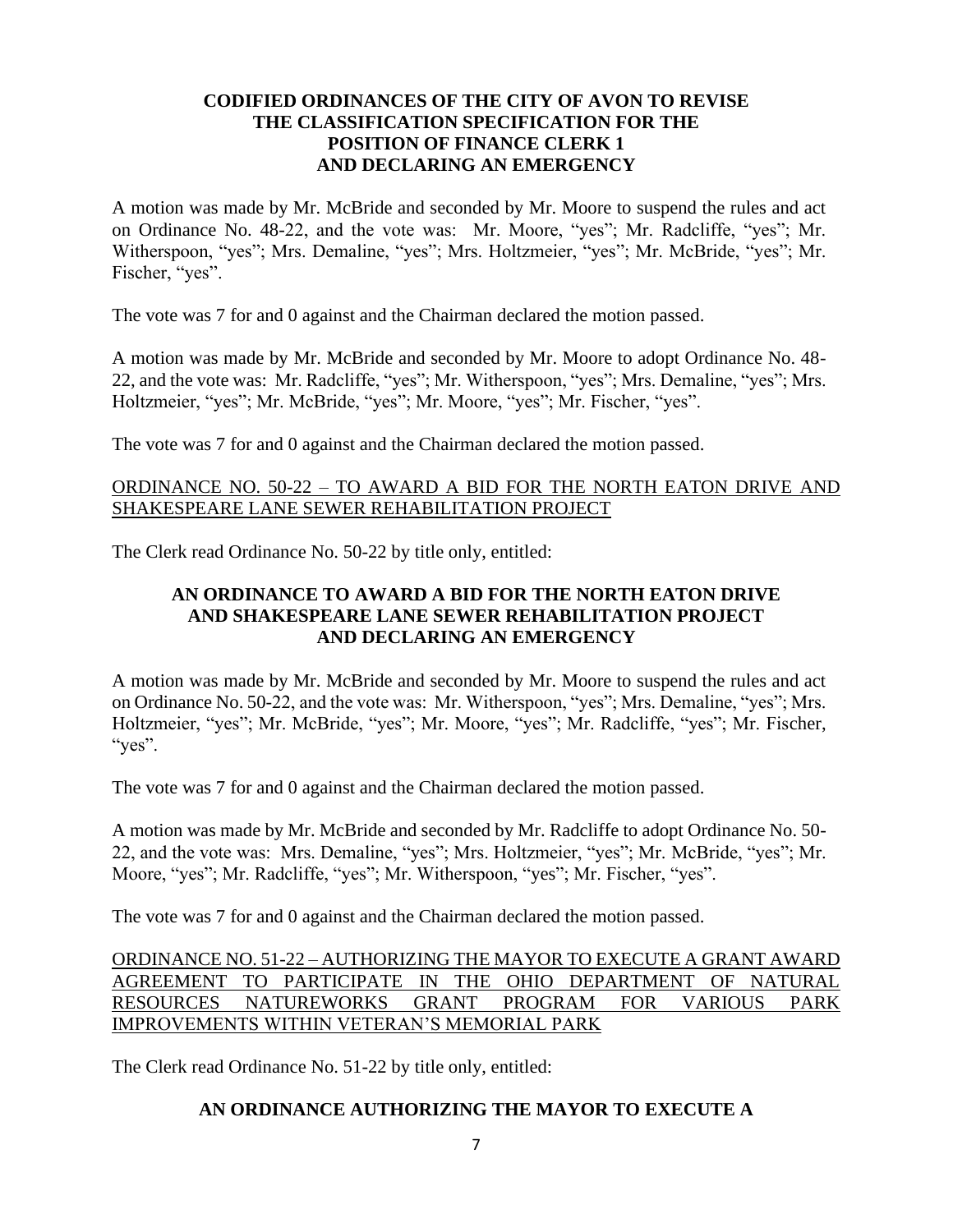**CODIFIED ORDINANCES OF THE CITY OF AVON TO REVISE THE CLASSIFICATION SPECIFICATION FOR THE POSITION OF FINANCE CLERK 1 AND DECLARING AN EMERGENCY**

A motion was made by Mr. McBride and seconded by Mr. Moore to suspend the rules and act on Ordinance No. 48-22, and the vote was: Mr. Moore, "yes"; Mr. Radcliffe, "yes"; Mr. Witherspoon, "yes"; Mrs. Demaline, "yes"; Mrs. Holtzmeier, "yes"; Mr. McBride, "yes"; Mr. Fischer, "yes".

The vote was 7 for and 0 against and the Chairman declared the motion passed.

A motion was made by Mr. McBride and seconded by Mr. Moore to adopt Ordinance No. 48-22, and the vote was: Mr. Radcliffe, "yes"; Mr. Witherspoon, "yes"; Mrs. Demaline, "yes"; Mrs. Holtzmeier, "yes"; Mr. McBride, "yes"; Mr. Moore, "yes"; Mr. Fischer, "yes".

The vote was 7 for and 0 against and the Chairman declared the motion passed.

ORDINANCE NO. 50-22 – TO AWARD A BID FOR THE NORTH EATON DRIVE AND SHAKESPEARE LANE SEWER REHABILITATION PROJECT

The Clerk read Ordinance No. 50-22 by title only, entitled:

**AN ORDINANCE TO AWARD A BID FOR THE NORTH EATON DRIVE AND SHAKESPEARE LANE SEWER REHABILITATION PROJECT AND DECLARING AN EMERGENCY**

A motion was made by Mr. McBride and seconded by Mr. Moore to suspend the rules and act on Ordinance No. 50-22, and the vote was: Mr. Witherspoon, "yes"; Mrs. Demaline, "yes"; Mrs. Holtzmeier, "yes"; Mr. McBride, "yes"; Mr. Moore, "yes"; Mr. Radcliffe, "yes"; Mr. Fischer, "yes".

The vote was 7 for and 0 against and the Chairman declared the motion passed.

A motion was made by Mr. McBride and seconded by Mr. Radcliffe to adopt Ordinance No. 50-22, and the vote was: Mrs. Demaline, "yes"; Mrs. Holtzmeier, "yes"; Mr. McBride, "yes"; Mr. Moore, "yes"; Mr. Radcliffe, "yes"; Mr. Witherspoon, "yes"; Mr. Fischer, "yes".

The vote was 7 for and 0 against and the Chairman declared the motion passed.

ORDINANCE NO. 51-22 – AUTHORIZING THE MAYOR TO EXECUTE A GRANT AWARD AGREEMENT TO PARTICIPATE IN THE OHIO DEPARTMENT OF NATURAL RESOURCES NATUREWORKS GRANT PROGRAM FOR VARIOUS PARK IMPROVEMENTS WITHIN VETERAN'S MEMORIAL PARK

The Clerk read Ordinance No. 51-22 by title only, entitled:

**AN ORDINANCE AUTHORIZING THE MAYOR TO EXECUTE A**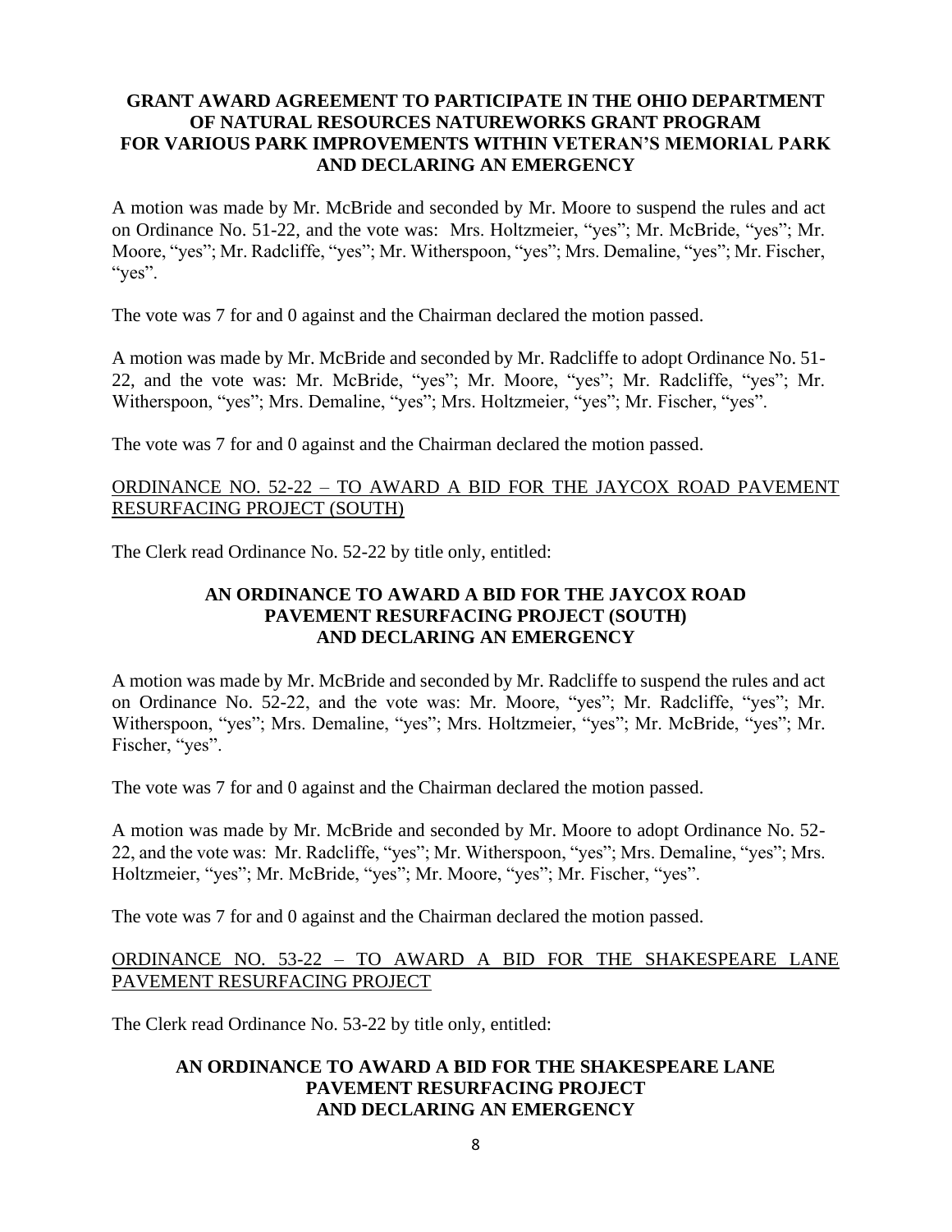**GRANT AWARD AGREEMENT TO PARTICIPATE IN THE OHIO DEPARTMENT OF NATURAL RESOURCES NATUREWORKS GRANT PROGRAM FOR VARIOUS PARK IMPROVEMENTS WITHIN VETERAN'S MEMORIAL PARK AND DECLARING AN EMERGENCY**

A motion was made by Mr. McBride and seconded by Mr. Moore to suspend the rules and act on Ordinance No. 51-22, and the vote was: Mrs. Holtzmeier, "yes"; Mr. McBride, "yes"; Mr. Moore, "yes"; Mr. Radcliffe, "yes"; Mr. Witherspoon, "yes"; Mrs. Demaline, "yes"; Mr. Fischer, "yes".

The vote was 7 for and 0 against and the Chairman declared the motion passed.

A motion was made by Mr. McBride and seconded by Mr. Radcliffe to adopt Ordinance No. 51-22, and the vote was: Mr. McBride, "yes"; Mr. Moore, "yes"; Mr. Radcliffe, "yes"; Mr. Witherspoon, "yes"; Mrs. Demaline, "yes"; Mrs. Holtzmeier, "yes"; Mr. Fischer, "yes".

The vote was 7 for and 0 against and the Chairman declared the motion passed.

ORDINANCE NO. 52-22 – TO AWARD A BID FOR THE JAYCOX ROAD PAVEMENT RESURFACING PROJECT (SOUTH)

The Clerk read Ordinance No. 52-22 by title only, entitled:

**AN ORDINANCE TO AWARD A BID FOR THE JAYCOX ROAD PAVEMENT RESURFACING PROJECT (SOUTH) AND DECLARING AN EMERGENCY**

A motion was made by Mr. McBride and seconded by Mr. Radcliffe to suspend the rules and act on Ordinance No. 52-22, and the vote was: Mr. Moore, "yes"; Mr. Radcliffe, "yes"; Mr. Witherspoon, "yes"; Mrs. Demaline, "yes"; Mrs. Holtzmeier, "yes"; Mr. McBride, "yes"; Mr. Fischer, "yes".

The vote was 7 for and 0 against and the Chairman declared the motion passed.

A motion was made by Mr. McBride and seconded by Mr. Moore to adopt Ordinance No. 52-22, and the vote was: Mr. Radcliffe, "yes"; Mr. Witherspoon, "yes"; Mrs. Demaline, "yes"; Mrs. Holtzmeier, "yes"; Mr. McBride, "yes"; Mr. Moore, "yes"; Mr. Fischer, "yes".

The vote was 7 for and 0 against and the Chairman declared the motion passed.

ORDINANCE NO. 53-22 – TO AWARD A BID FOR THE SHAKESPEARE LANE PAVEMENT RESURFACING PROJECT

The Clerk read Ordinance No. 53-22 by title only, entitled:

**AN ORDINANCE TO AWARD A BID FOR THE SHAKESPEARE LANE PAVEMENT RESURFACING PROJECT AND DECLARING AN EMERGENCY**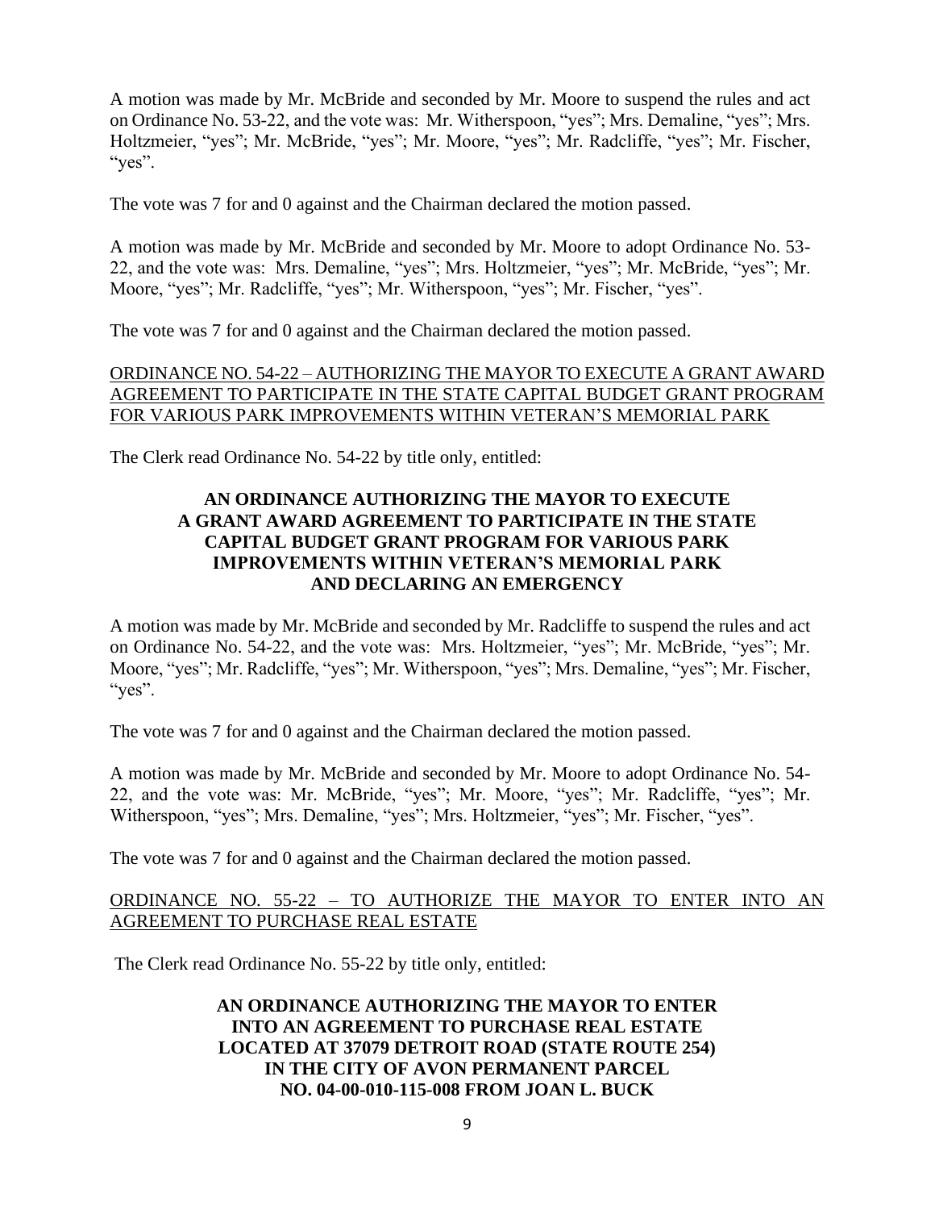A motion was made by Mr. McBride and seconded by Mr. Moore to suspend the rules and act on Ordinance No. 53-22, and the vote was: Mr. Witherspoon, "yes"; Mrs. Demaline, "yes"; Mrs. Holtzmeier, "yes"; Mr. McBride, "yes"; Mr. Moore, "yes"; Mr. Radcliffe, "yes"; Mr. Fischer, "yes".

The vote was 7 for and 0 against and the Chairman declared the motion passed.

A motion was made by Mr. McBride and seconded by Mr. Moore to adopt Ordinance No. 53-22, and the vote was: Mrs. Demaline, "yes"; Mrs. Holtzmeier, "yes"; Mr. McBride, "yes"; Mr. Moore, "yes"; Mr. Radcliffe, "yes"; Mr. Witherspoon, "yes"; Mr. Fischer, "yes".

The vote was 7 for and 0 against and the Chairman declared the motion passed.

<u>ORDINANCE NO. 54-22 – AUTHORIZING THE MAYOR TO EXECUTE A GRANT AWARD AGREEMENT TO PARTICIPATE IN THE STATE CAPITAL BUDGET GRANT PROGRAM FOR VARIOUS PARK IMPROVEMENTS WITHIN VETERAN'S MEMORIAL PARK</u>

The Clerk read Ordinance No. 54-22 by title only, entitled:

**AN ORDINANCE AUTHORIZING THE MAYOR TO EXECUTE A GRANT AWARD AGREEMENT TO PARTICIPATE IN THE STATE CAPITAL BUDGET GRANT PROGRAM FOR VARIOUS PARK IMPROVEMENTS WITHIN VETERAN'S MEMORIAL PARK AND DECLARING AN EMERGENCY**

A motion was made by Mr. McBride and seconded by Mr. Radcliffe to suspend the rules and act on Ordinance No. 54-22, and the vote was: Mrs. Holtzmeier, "yes"; Mr. McBride, "yes"; Mr. Moore, "yes"; Mr. Radcliffe, "yes"; Mr. Witherspoon, "yes"; Mrs. Demaline, "yes"; Mr. Fischer, "yes".

The vote was 7 for and 0 against and the Chairman declared the motion passed.

A motion was made by Mr. McBride and seconded by Mr. Moore to adopt Ordinance No. 54-22, and the vote was: Mr. McBride, "yes"; Mr. Moore, "yes"; Mr. Radcliffe, "yes"; Mr. Witherspoon, "yes"; Mrs. Demaline, "yes"; Mrs. Holtzmeier, "yes"; Mr. Fischer, "yes".

The vote was 7 for and 0 against and the Chairman declared the motion passed.

<u>ORDINANCE NO. 55-22 – TO AUTHORIZE THE MAYOR TO ENTER INTO AN AGREEMENT TO PURCHASE REAL ESTATE</u>

The Clerk read Ordinance No. 55-22 by title only, entitled:

**AN ORDINANCE AUTHORIZING THE MAYOR TO ENTER INTO AN AGREEMENT TO PURCHASE REAL ESTATE LOCATED AT 37079 DETROIT ROAD (STATE ROUTE 254) IN THE CITY OF AVON PERMANENT PARCEL NO. 04-00-010-115-008 FROM JOAN L. BUCK**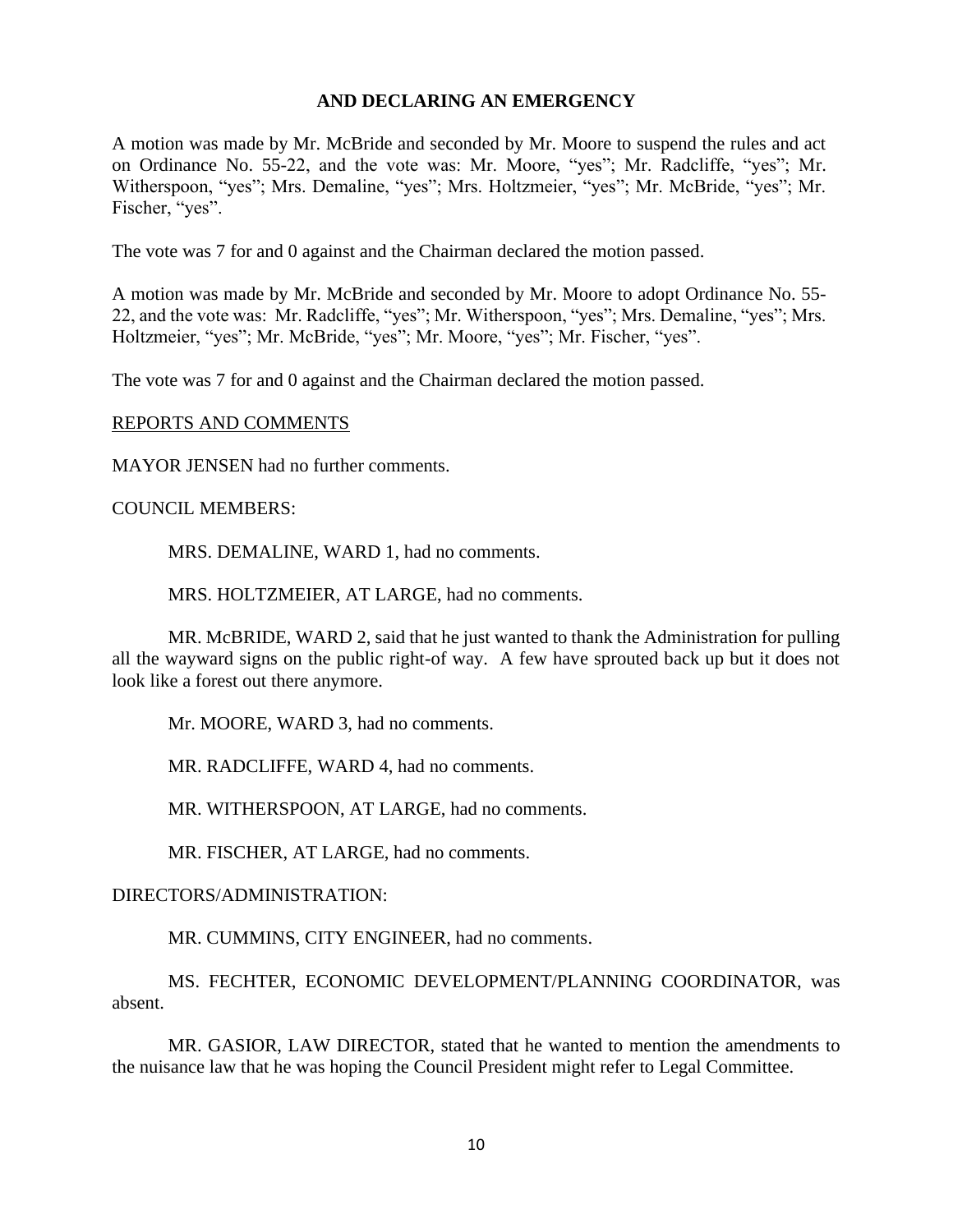**AND DECLARING AN EMERGENCY**

A motion was made by Mr. McBride and seconded by Mr. Moore to suspend the rules and act on Ordinance No. 55-22, and the vote was: Mr. Moore, "yes"; Mr. Radcliffe, "yes"; Mr. Witherspoon, "yes"; Mrs. Demaline, "yes"; Mrs. Holtzmeier, "yes"; Mr. McBride, "yes"; Mr. Fischer, "yes".

The vote was 7 for and 0 against and the Chairman declared the motion passed.

A motion was made by Mr. McBride and seconded by Mr. Moore to adopt Ordinance No. 55-22, and the vote was: Mr. Radcliffe, "yes"; Mr. Witherspoon, "yes"; Mrs. Demaline, "yes"; Mrs. Holtzmeier, "yes"; Mr. McBride, "yes"; Mr. Moore, "yes"; Mr. Fischer, "yes".

The vote was 7 for and 0 against and the Chairman declared the motion passed.

REPORTS AND COMMENTS

MAYOR JENSEN had no further comments.

COUNCIL MEMBERS:

MRS. DEMALINE, WARD 1, had no comments.

MRS. HOLTZMEIER, AT LARGE, had no comments.

MR. McBRIDE, WARD 2, said that he just wanted to thank the Administration for pulling all the wayward signs on the public right-of way. A few have sprouted back up but it does not look like a forest out there anymore.

Mr. MOORE, WARD 3, had no comments.

MR. RADCLIFFE, WARD 4, had no comments.

MR. WITHERSPOON, AT LARGE, had no comments.

MR. FISCHER, AT LARGE, had no comments.

DIRECTORS/ADMINISTRATION:

MR. CUMMINS, CITY ENGINEER, had no comments.

MS. FECHTER, ECONOMIC DEVELOPMENT/PLANNING COORDINATOR, was absent.

MR. GASIOR, LAW DIRECTOR, stated that he wanted to mention the amendments to the nuisance law that he was hoping the Council President might refer to Legal Committee.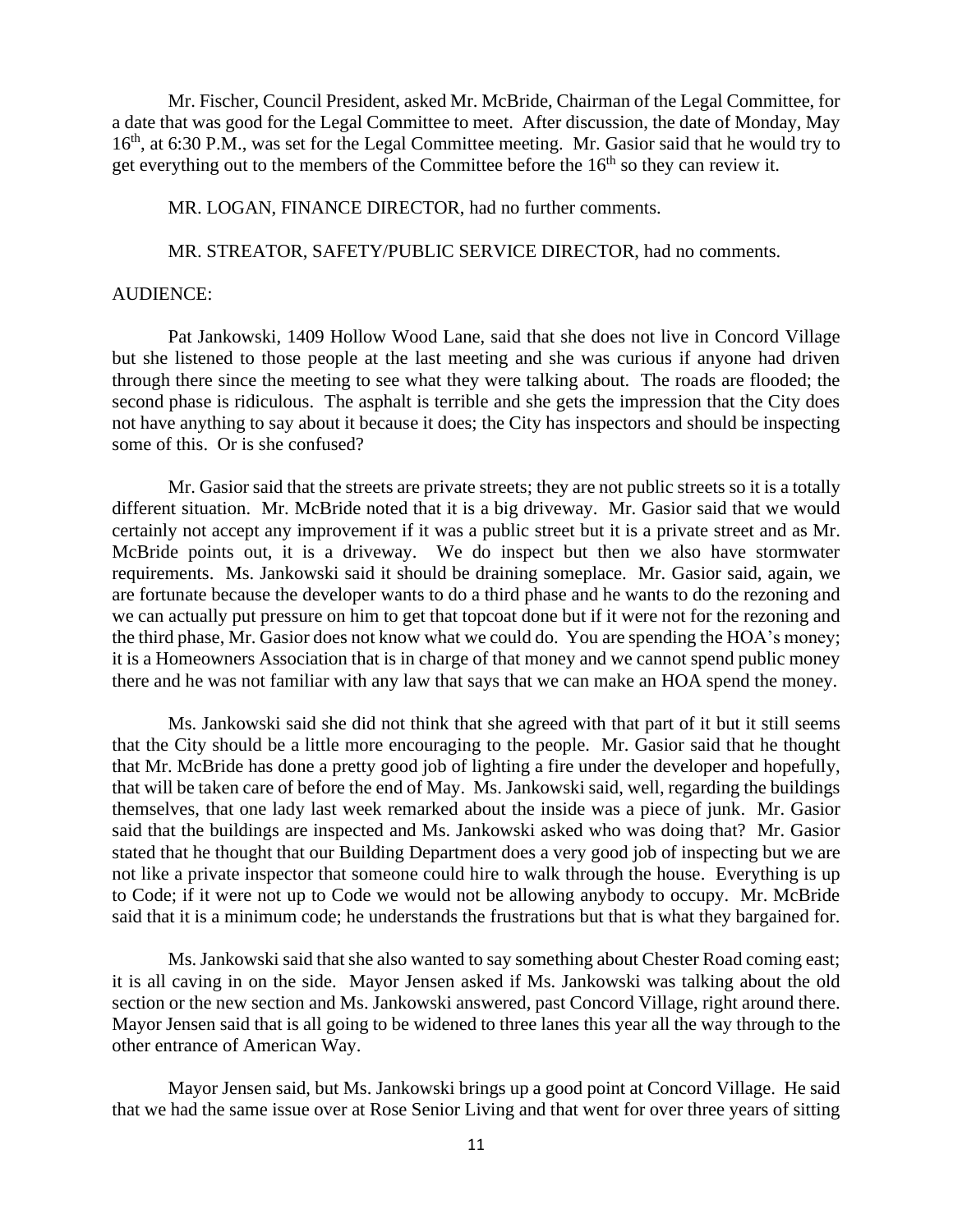Mr. Fischer, Council President, asked Mr. McBride, Chairman of the Legal Committee, for a date that was good for the Legal Committee to meet. After discussion, the date of Monday, May 16th, at 6:30 P.M., was set for the Legal Committee meeting. Mr. Gasior said that he would try to get everything out to the members of the Committee before the 16th so they can review it.

MR. LOGAN, FINANCE DIRECTOR, had no further comments.

MR. STREATOR, SAFETY/PUBLIC SERVICE DIRECTOR, had no comments.

AUDIENCE:

Pat Jankowski, 1409 Hollow Wood Lane, said that she does not live in Concord Village but she listened to those people at the last meeting and she was curious if anyone had driven through there since the meeting to see what they were talking about. The roads are flooded; the second phase is ridiculous. The asphalt is terrible and she gets the impression that the City does not have anything to say about it because it does; the City has inspectors and should be inspecting some of this. Or is she confused?

Mr. Gasior said that the streets are private streets; they are not public streets so it is a totally different situation. Mr. McBride noted that it is a big driveway. Mr. Gasior said that we would certainly not accept any improvement if it was a public street but it is a private street and as Mr. McBride points out, it is a driveway. We do inspect but then we also have stormwater requirements. Ms. Jankowski said it should be draining someplace. Mr. Gasior said, again, we are fortunate because the developer wants to do a third phase and he wants to do the rezoning and we can actually put pressure on him to get that topcoat done but if it were not for the rezoning and the third phase, Mr. Gasior does not know what we could do. You are spending the HOA's money; it is a Homeowners Association that is in charge of that money and we cannot spend public money there and he was not familiar with any law that says that we can make an HOA spend the money.

Ms. Jankowski said she did not think that she agreed with that part of it but it still seems that the City should be a little more encouraging to the people. Mr. Gasior said that he thought that Mr. McBride has done a pretty good job of lighting a fire under the developer and hopefully, that will be taken care of before the end of May. Ms. Jankowski said, well, regarding the buildings themselves, that one lady last week remarked about the inside was a piece of junk. Mr. Gasior said that the buildings are inspected and Ms. Jankowski asked who was doing that? Mr. Gasior stated that he thought that our Building Department does a very good job of inspecting but we are not like a private inspector that someone could hire to walk through the house. Everything is up to Code; if it were not up to Code we would not be allowing anybody to occupy. Mr. McBride said that it is a minimum code; he understands the frustrations but that is what they bargained for.

Ms. Jankowski said that she also wanted to say something about Chester Road coming east; it is all caving in on the side. Mayor Jensen asked if Ms. Jankowski was talking about the old section or the new section and Ms. Jankowski answered, past Concord Village, right around there. Mayor Jensen said that is all going to be widened to three lanes this year all the way through to the other entrance of American Way.

Mayor Jensen said, but Ms. Jankowski brings up a good point at Concord Village. He said that we had the same issue over at Rose Senior Living and that went for over three years of sitting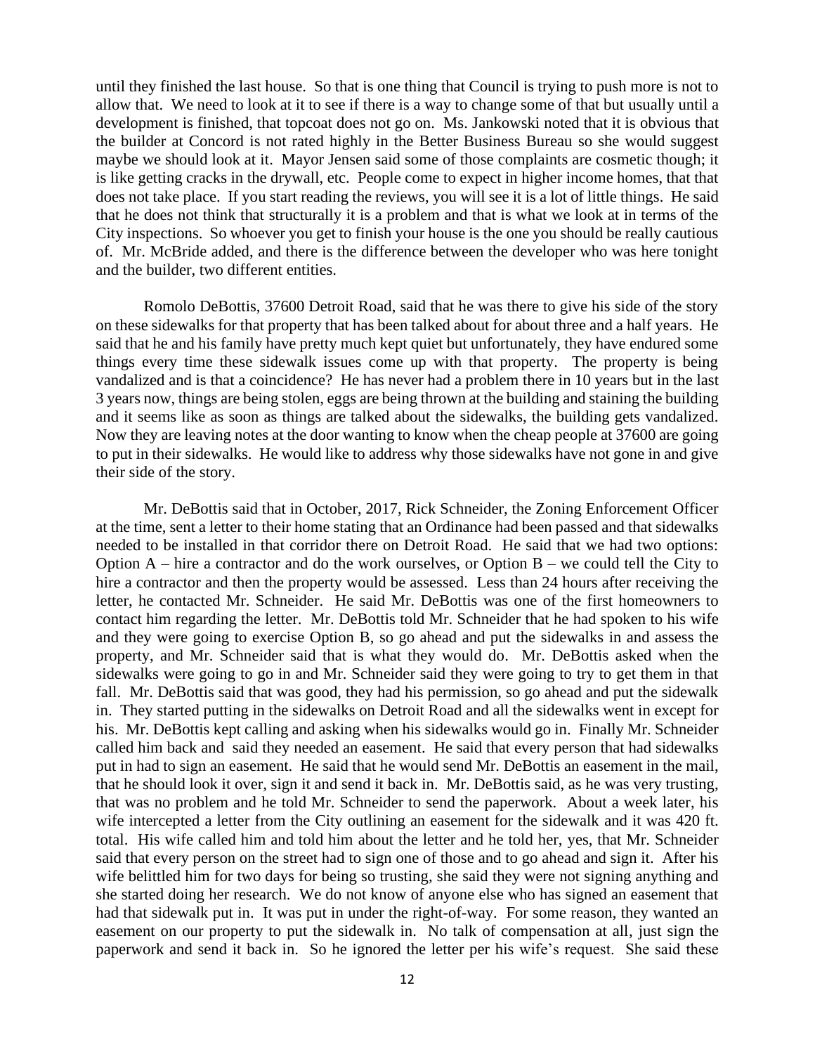until they finished the last house. So that is one thing that Council is trying to push more is not to allow that. We need to look at it to see if there is a way to change some of that but usually until a development is finished, that topcoat does not go on. Ms. Jankowski noted that it is obvious that the builder at Concord is not rated highly in the Better Business Bureau so she would suggest maybe we should look at it. Mayor Jensen said some of those complaints are cosmetic though; it is like getting cracks in the drywall, etc. People come to expect in higher income homes, that that does not take place. If you start reading the reviews, you will see it is a lot of little things. He said that he does not think that structurally it is a problem and that is what we look at in terms of the City inspections. So whoever you get to finish your house is the one you should be really cautious of. Mr. McBride added, and there is the difference between the developer who was here tonight and the builder, two different entities.

Romolo DeBottis, 37600 Detroit Road, said that he was there to give his side of the story on these sidewalks for that property that has been talked about for about three and a half years. He said that he and his family have pretty much kept quiet but unfortunately, they have endured some things every time these sidewalk issues come up with that property. The property is being vandalized and is that a coincidence? He has never had a problem there in 10 years but in the last 3 years now, things are being stolen, eggs are being thrown at the building and staining the building and it seems like as soon as things are talked about the sidewalks, the building gets vandalized. Now they are leaving notes at the door wanting to know when the cheap people at 37600 are going to put in their sidewalks. He would like to address why those sidewalks have not gone in and give their side of the story.

Mr. DeBottis said that in October, 2017, Rick Schneider, the Zoning Enforcement Officer at the time, sent a letter to their home stating that an Ordinance had been passed and that sidewalks needed to be installed in that corridor there on Detroit Road. He said that we had two options: Option A – hire a contractor and do the work ourselves, or Option B – we could tell the City to hire a contractor and then the property would be assessed. Less than 24 hours after receiving the letter, he contacted Mr. Schneider. He said Mr. DeBottis was one of the first homeowners to contact him regarding the letter. Mr. DeBottis told Mr. Schneider that he had spoken to his wife and they were going to exercise Option B, so go ahead and put the sidewalks in and assess the property, and Mr. Schneider said that is what they would do. Mr. DeBottis asked when the sidewalks were going to go in and Mr. Schneider said they were going to try to get them in that fall. Mr. DeBottis said that was good, they had his permission, so go ahead and put the sidewalk in. They started putting in the sidewalks on Detroit Road and all the sidewalks went in except for his. Mr. DeBottis kept calling and asking when his sidewalks would go in. Finally Mr. Schneider called him back and said they needed an easement. He said that every person that had sidewalks put in had to sign an easement. He said that he would send Mr. DeBottis an easement in the mail, that he should look it over, sign it and send it back in. Mr. DeBottis said, as he was very trusting, that was no problem and he told Mr. Schneider to send the paperwork. About a week later, his wife intercepted a letter from the City outlining an easement for the sidewalk and it was 420 ft. total. His wife called him and told him about the letter and he told her, yes, that Mr. Schneider said that every person on the street had to sign one of those and to go ahead and sign it. After his wife belittled him for two days for being so trusting, she said they were not signing anything and she started doing her research. We do not know of anyone else who has signed an easement that had that sidewalk put in. It was put in under the right-of-way. For some reason, they wanted an easement on our property to put the sidewalk in. No talk of compensation at all, just sign the paperwork and send it back in. So he ignored the letter per his wife's request. She said these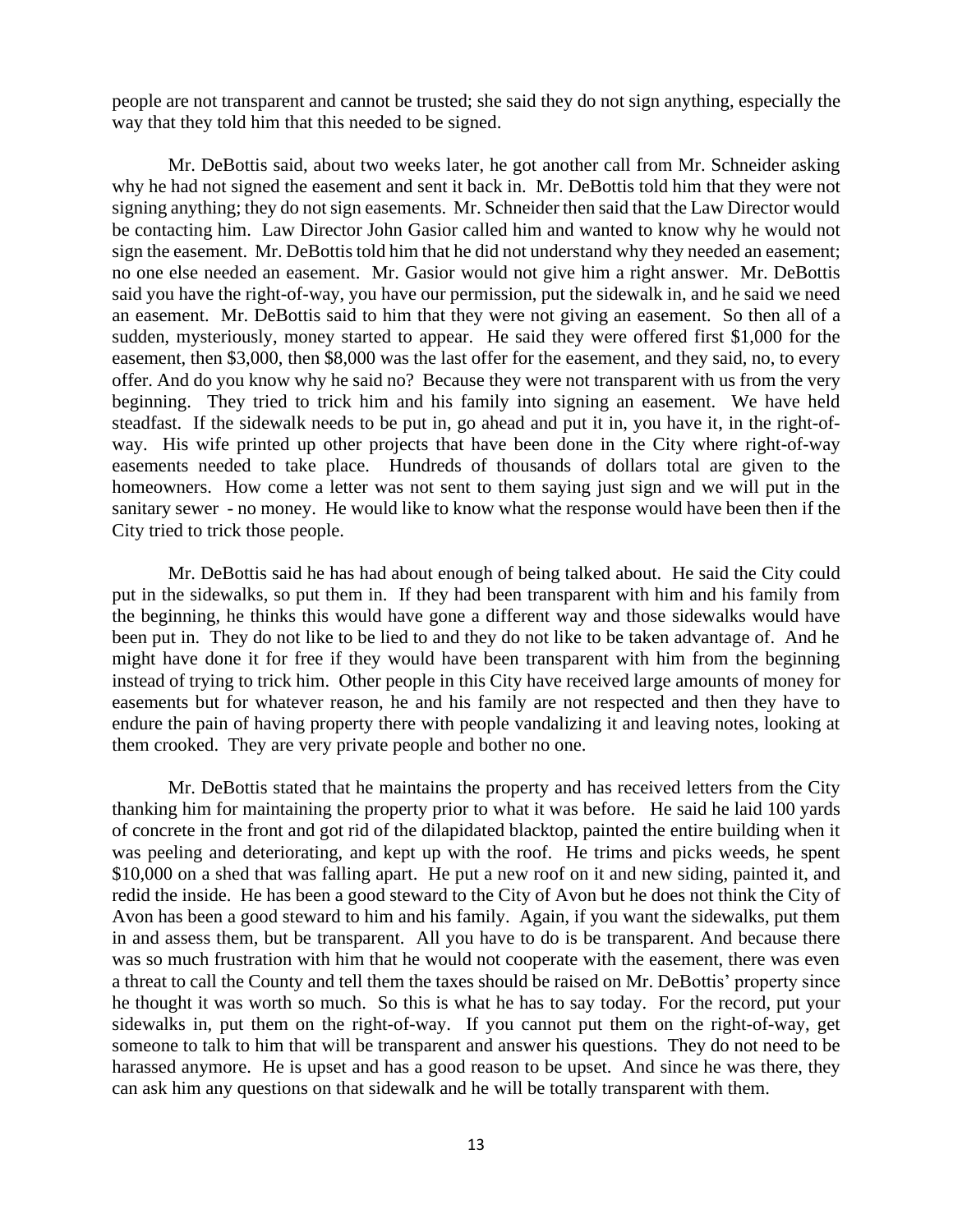people are not transparent and cannot be trusted; she said they do not sign anything, especially the way that they told him that this needed to be signed.

Mr. DeBottis said, about two weeks later, he got another call from Mr. Schneider asking why he had not signed the easement and sent it back in. Mr. DeBottis told him that they were not signing anything; they do not sign easements. Mr. Schneider then said that the Law Director would be contacting him. Law Director John Gasior called him and wanted to know why he would not sign the easement. Mr. DeBottis told him that he did not understand why they needed an easement; no one else needed an easement. Mr. Gasior would not give him a right answer. Mr. DeBottis said you have the right-of-way, you have our permission, put the sidewalk in, and he said we need an easement. Mr. DeBottis said to him that they were not giving an easement. So then all of a sudden, mysteriously, money started to appear. He said they were offered first $1,000 for the easement, then $3,000, then $8,000 was the last offer for the easement, and they said, no, to every offer. And do you know why he said no? Because they were not transparent with us from the very beginning. They tried to trick him and his family into signing an easement. We have held steadfast. If the sidewalk needs to be put in, go ahead and put it in, you have it, in the right-of-way. His wife printed up other projects that have been done in the City where right-of-way easements needed to take place. Hundreds of thousands of dollars total are given to the homeowners. How come a letter was not sent to them saying just sign and we will put in the sanitary sewer - no money. He would like to know what the response would have been then if the City tried to trick those people.

Mr. DeBottis said he has had about enough of being talked about. He said the City could put in the sidewalks, so put them in. If they had been transparent with him and his family from the beginning, he thinks this would have gone a different way and those sidewalks would have been put in. They do not like to be lied to and they do not like to be taken advantage of. And he might have done it for free if they would have been transparent with him from the beginning instead of trying to trick him. Other people in this City have received large amounts of money for easements but for whatever reason, he and his family are not respected and then they have to endure the pain of having property there with people vandalizing it and leaving notes, looking at them crooked. They are very private people and bother no one.

Mr. DeBottis stated that he maintains the property and has received letters from the City thanking him for maintaining the property prior to what it was before. He said he laid 100 yards of concrete in the front and got rid of the dilapidated blacktop, painted the entire building when it was peeling and deteriorating, and kept up with the roof. He trims and picks weeds, he spent $10,000 on a shed that was falling apart. He put a new roof on it and new siding, painted it, and redid the inside. He has been a good steward to the City of Avon but he does not think the City of Avon has been a good steward to him and his family. Again, if you want the sidewalks, put them in and assess them, but be transparent. All you have to do is be transparent. And because there was so much frustration with him that he would not cooperate with the easement, there was even a threat to call the County and tell them the taxes should be raised on Mr. DeBottis' property since he thought it was worth so much. So this is what he has to say today. For the record, put your sidewalks in, put them on the right-of-way. If you cannot put them on the right-of-way, get someone to talk to him that will be transparent and answer his questions. They do not need to be harassed anymore. He is upset and has a good reason to be upset. And since he was there, they can ask him any questions on that sidewalk and he will be totally transparent with them.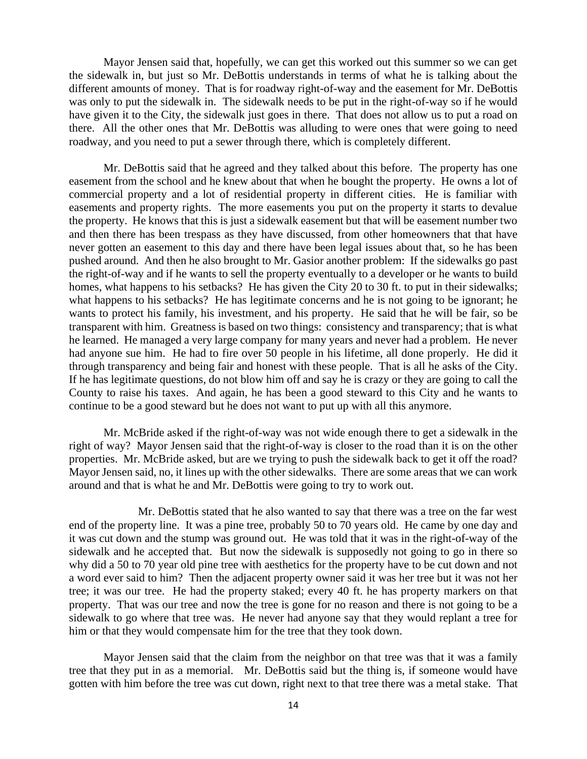Mayor Jensen said that, hopefully, we can get this worked out this summer so we can get the sidewalk in, but just so Mr. DeBottis understands in terms of what he is talking about the different amounts of money. That is for roadway right-of-way and the easement for Mr. DeBottis was only to put the sidewalk in. The sidewalk needs to be put in the right-of-way so if he would have given it to the City, the sidewalk just goes in there. That does not allow us to put a road on there. All the other ones that Mr. DeBottis was alluding to were ones that were going to need roadway, and you need to put a sewer through there, which is completely different.

Mr. DeBottis said that he agreed and they talked about this before. The property has one easement from the school and he knew about that when he bought the property. He owns a lot of commercial property and a lot of residential property in different cities. He is familiar with easements and property rights. The more easements you put on the property it starts to devalue the property. He knows that this is just a sidewalk easement but that will be easement number two and then there has been trespass as they have discussed, from other homeowners that that have never gotten an easement to this day and there have been legal issues about that, so he has been pushed around. And then he also brought to Mr. Gasior another problem: If the sidewalks go past the right-of-way and if he wants to sell the property eventually to a developer or he wants to build homes, what happens to his setbacks? He has given the City 20 to 30 ft. to put in their sidewalks; what happens to his setbacks? He has legitimate concerns and he is not going to be ignorant; he wants to protect his family, his investment, and his property. He said that he will be fair, so be transparent with him. Greatness is based on two things: consistency and transparency; that is what he learned. He managed a very large company for many years and never had a problem. He never had anyone sue him. He had to fire over 50 people in his lifetime, all done properly. He did it through transparency and being fair and honest with these people. That is all he asks of the City. If he has legitimate questions, do not blow him off and say he is crazy or they are going to call the County to raise his taxes. And again, he has been a good steward to this City and he wants to continue to be a good steward but he does not want to put up with all this anymore.

Mr. McBride asked if the right-of-way was not wide enough there to get a sidewalk in the right of way? Mayor Jensen said that the right-of-way is closer to the road than it is on the other properties. Mr. McBride asked, but are we trying to push the sidewalk back to get it off the road? Mayor Jensen said, no, it lines up with the other sidewalks. There are some areas that we can work around and that is what he and Mr. DeBottis were going to try to work out.

Mr. DeBottis stated that he also wanted to say that there was a tree on the far west end of the property line. It was a pine tree, probably 50 to 70 years old. He came by one day and it was cut down and the stump was ground out. He was told that it was in the right-of-way of the sidewalk and he accepted that. But now the sidewalk is supposedly not going to go in there so why did a 50 to 70 year old pine tree with aesthetics for the property have to be cut down and not a word ever said to him? Then the adjacent property owner said it was her tree but it was not her tree; it was our tree. He had the property staked; every 40 ft. he has property markers on that property. That was our tree and now the tree is gone for no reason and there is not going to be a sidewalk to go where that tree was. He never had anyone say that they would replant a tree for him or that they would compensate him for the tree that they took down.

Mayor Jensen said that the claim from the neighbor on that tree was that it was a family tree that they put in as a memorial. Mr. DeBottis said but the thing is, if someone would have gotten with him before the tree was cut down, right next to that tree there was a metal stake. That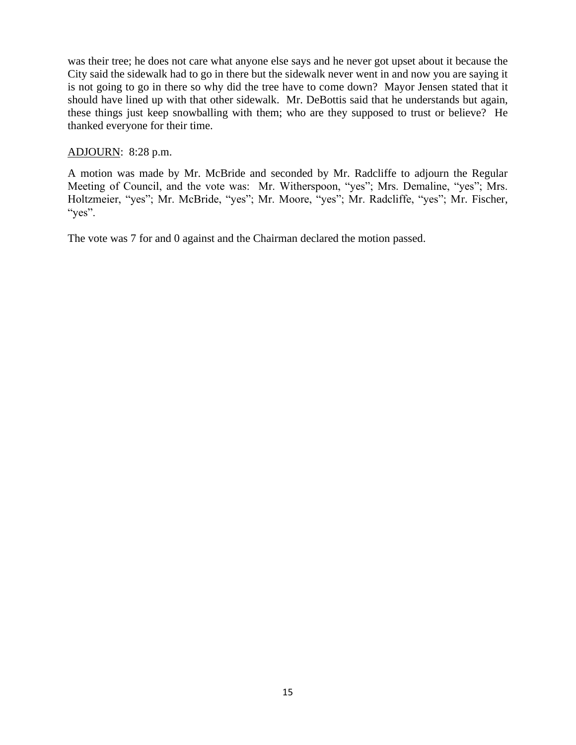was their tree; he does not care what anyone else says and he never got upset about it because the City said the sidewalk had to go in there but the sidewalk never went in and now you are saying it is not going to go in there so why did the tree have to come down? Mayor Jensen stated that it should have lined up with that other sidewalk. Mr. DeBottis said that he understands but again, these things just keep snowballing with them; who are they supposed to trust or believe? He thanked everyone for their time.

<u>ADJOURN</u>: 8:28 p.m.

A motion was made by Mr. McBride and seconded by Mr. Radcliffe to adjourn the Regular Meeting of Council, and the vote was: Mr. Witherspoon, "yes"; Mrs. Demaline, "yes"; Mrs. Holtzmeier, "yes"; Mr. McBride, "yes"; Mr. Moore, "yes"; Mr. Radcliffe, "yes"; Mr. Fischer, "yes".

The vote was 7 for and 0 against and the Chairman declared the motion passed.